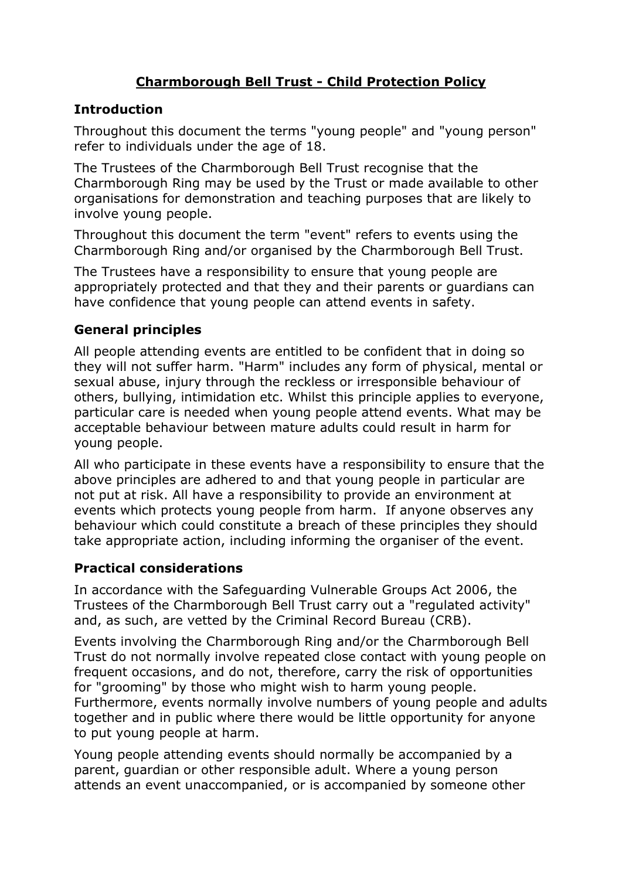# Charmborough Bell Trust - Child Protection Policy

## Introduction

Throughout this document the terms "young people" and "young person" refer to individuals under the age of 18.

The Trustees of the Charmborough Bell Trust recognise that the Charmborough Ring may be used by the Trust or made available to other organisations for demonstration and teaching purposes that are likely to involve young people.

Throughout this document the term "event" refers to events using the Charmborough Ring and/or organised by the Charmborough Bell Trust.

The Trustees have a responsibility to ensure that young people are appropriately protected and that they and their parents or guardians can have confidence that young people can attend events in safety.

## General principles

All people attending events are entitled to be confident that in doing so they will not suffer harm. "Harm" includes any form of physical, mental or sexual abuse, injury through the reckless or irresponsible behaviour of others, bullying, intimidation etc. Whilst this principle applies to everyone, particular care is needed when young people attend events. What may be acceptable behaviour between mature adults could result in harm for young people.

All who participate in these events have a responsibility to ensure that the above principles are adhered to and that young people in particular are not put at risk. All have a responsibility to provide an environment at events which protects young people from harm. If anyone observes any behaviour which could constitute a breach of these principles they should take appropriate action, including informing the organiser of the event.

## Practical considerations

In accordance with the Safeguarding Vulnerable Groups Act 2006, the Trustees of the Charmborough Bell Trust carry out a "regulated activity" and, as such, are vetted by the Criminal Record Bureau (CRB).

Events involving the Charmborough Ring and/or the Charmborough Bell Trust do not normally involve repeated close contact with young people on frequent occasions, and do not, therefore, carry the risk of opportunities for "grooming" by those who might wish to harm young people. Furthermore, events normally involve numbers of young people and adults together and in public where there would be little opportunity for anyone to put young people at harm.

Young people attending events should normally be accompanied by a parent, guardian or other responsible adult. Where a young person attends an event unaccompanied, or is accompanied by someone other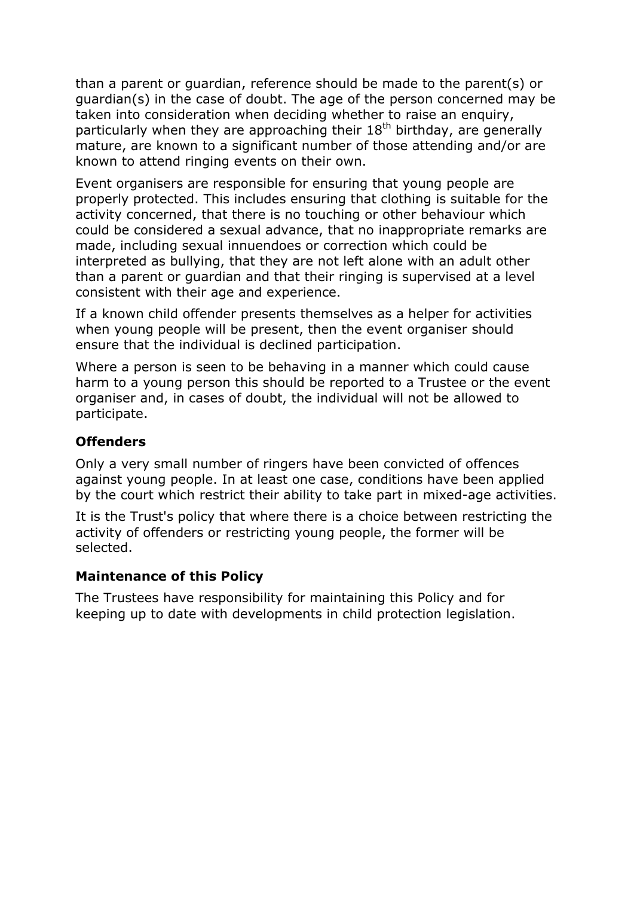than a parent or guardian, reference should be made to the parent(s) or guardian(s) in the case of doubt. The age of the person concerned may be taken into consideration when deciding whether to raise an enquiry, particularly when they are approaching their 18th birthday, are generally mature, are known to a significant number of those attending and/or are known to attend ringing events on their own.

Event organisers are responsible for ensuring that young people are properly protected. This includes ensuring that clothing is suitable for the activity concerned, that there is no touching or other behaviour which could be considered a sexual advance, that no inappropriate remarks are made, including sexual innuendoes or correction which could be interpreted as bullying, that they are not left alone with an adult other than a parent or guardian and that their ringing is supervised at a level consistent with their age and experience.

If a known child offender presents themselves as a helper for activities when young people will be present, then the event organiser should ensure that the individual is declined participation.

Where a person is seen to be behaving in a manner which could cause harm to a young person this should be reported to a Trustee or the event organiser and, in cases of doubt, the individual will not be allowed to participate.

### Offenders

Only a very small number of ringers have been convicted of offences against young people. In at least one case, conditions have been applied by the court which restrict their ability to take part in mixed-age activities.

It is the Trust's policy that where there is a choice between restricting the activity of offenders or restricting young people, the former will be selected.

### Maintenance of this Policy

The Trustees have responsibility for maintaining this Policy and for keeping up to date with developments in child protection legislation.